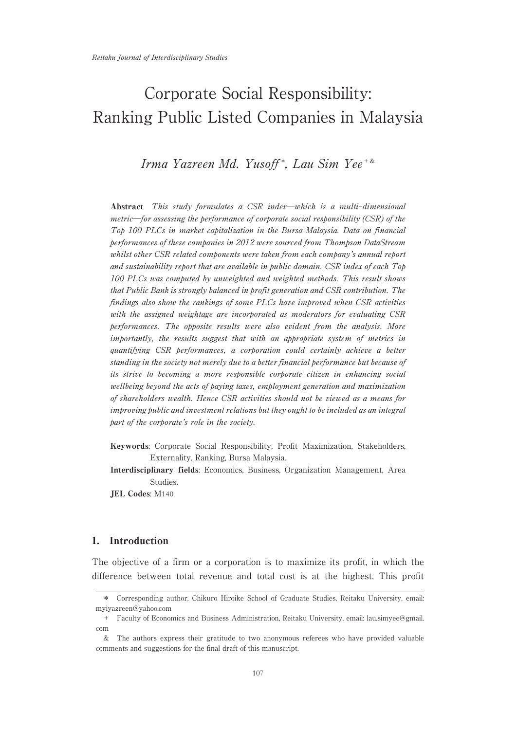# Corporate Social Responsibility: Ranking Public Listed Companies in Malaysia

*Irma Yazreen Md. Yusoff* [*], *Lau Sim Yee* [+&]

**Abstract** *This study formulates a CSR index—which is a multi-dimensional metric—for assessing the performance of corporate social responsibility (CSR) of the Top 100 PLCs in market capitalization in the Bursa Malaysia. Data on financial performances of these companies in 2012 were sourced from Thompson DataStream whilst other CSR related components were taken from each company's annual report and sustainability report that are available in public domain. CSR index of each Top 100 PLCs was computed by unweighted and weighted methods. This result shows that Public Bank is strongly balanced in profit generation and CSR contribution. The findings also show the rankings of some PLCs have improved when CSR activities with the assigned weightage are incorporated as moderators for evaluating CSR performances. The opposite results were also evident from the analysis. More importantly, the results suggest that with an appropriate system of metrics in quantifying CSR performances, a corporation could certainly achieve a better standing in the society not merely due to a better financial performance but because of its strive to becoming a more responsible corporate citizen in enhancing social wellbeing beyond the acts of paying taxes, employment generation and maximization of shareholders wealth. Hence CSR activities should not be viewed as a means for improving public and investment relations but they ought to be included as an integral part of the corporate's role in the society.*

**Keywords**: Corporate Social Responsibility, Profit Maximization, Stakeholders, Externality, Ranking, Bursa Malaysia.

**Interdisciplinary fields**: Economics, Business, Organization Management, Area Studies.

**JEL Codes**: M140

## 1. Introduction

The objective of a firm or a corporation is to maximize its profit, in which the difference between total revenue and total cost is at the highest. This profit

---

[*] Corresponding author, Chikuro Hiroike School of Graduate Studies, Reitaku University, email: myiyazreen@yahoo.com

[+] Faculty of Economics and Business Administration, Reitaku University, email: lau.simyee@gmail.com

[&] The authors express their gratitude to two anonymous referees who have provided valuable comments and suggestions for the final draft of this manuscript.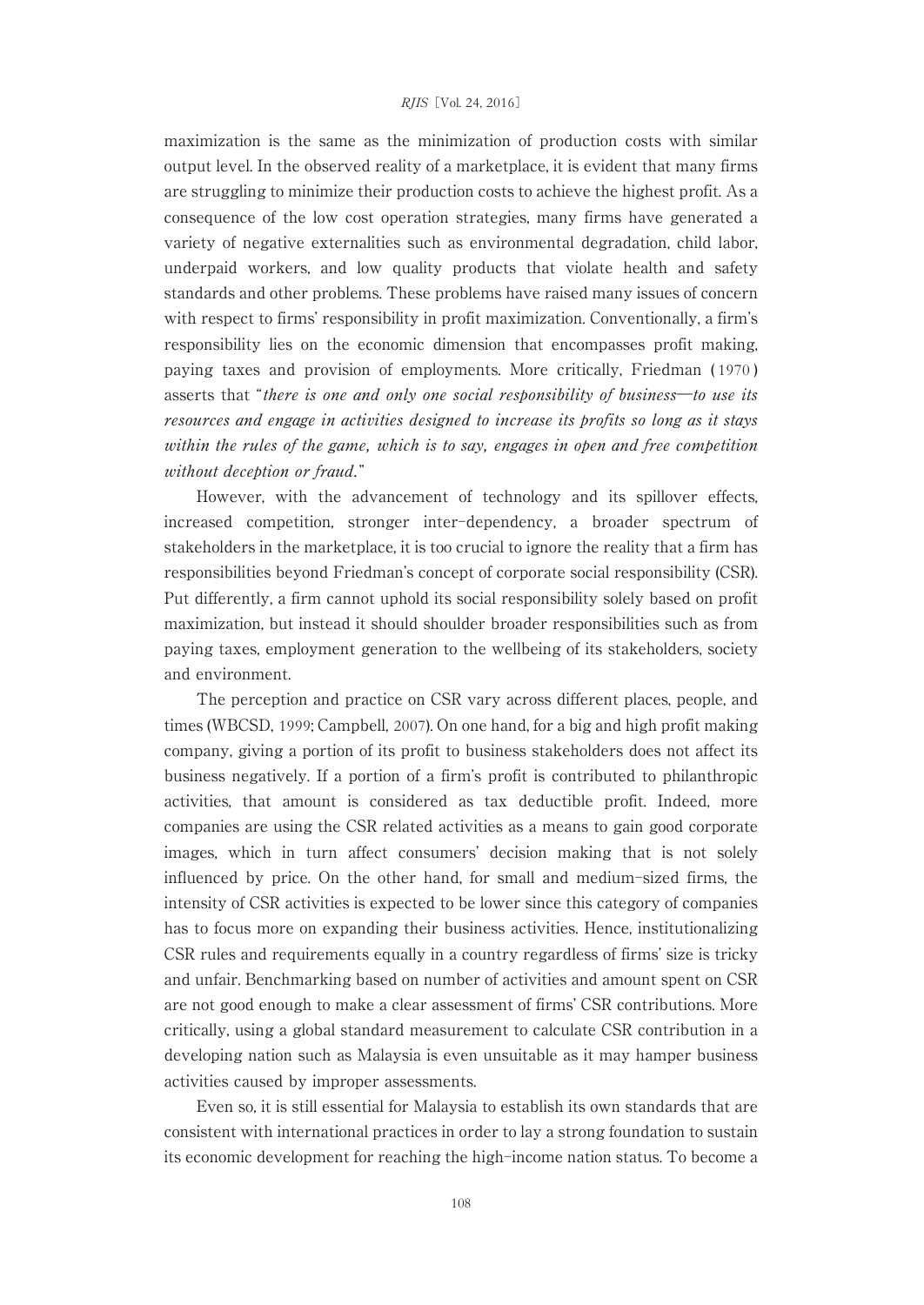maximization is the same as the minimization of production costs with similar output level. In the observed reality of a marketplace, it is evident that many firms are struggling to minimize their production costs to achieve the highest profit. As a consequence of the low cost operation strategies, many firms have generated a variety of negative externalities such as environmental degradation, child labor, underpaid workers, and low quality products that violate health and safety standards and other problems. These problems have raised many issues of concern with respect to firms' responsibility in profit maximization. Conventionally, a firm's responsibility lies on the economic dimension that encompasses profit making, paying taxes and provision of employments. More critically, Friedman (1970) asserts that "*there is one and only one social responsibility of business—to use its resources and engage in activities designed to increase its profits so long as it stays within the rules of the game, which is to say, engages in open and free competition without deception or fraud*."

However, with the advancement of technology and its spillover effects, increased competition, stronger inter-dependency, a broader spectrum of stakeholders in the marketplace, it is too crucial to ignore the reality that a firm has responsibilities beyond Friedman's concept of corporate social responsibility (CSR). Put differently, a firm cannot uphold its social responsibility solely based on profit maximization, but instead it should shoulder broader responsibilities such as from paying taxes, employment generation to the wellbeing of its stakeholders, society and environment.

The perception and practice on CSR vary across different places, people, and times (WBCSD, 1999; Campbell, 2007). On one hand, for a big and high profit making company, giving a portion of its profit to business stakeholders does not affect its business negatively. If a portion of a firm's profit is contributed to philanthropic activities, that amount is considered as tax deductible profit. Indeed, more companies are using the CSR related activities as a means to gain good corporate images, which in turn affect consumers' decision making that is not solely influenced by price. On the other hand, for small and medium-sized firms, the intensity of CSR activities is expected to be lower since this category of companies has to focus more on expanding their business activities. Hence, institutionalizing CSR rules and requirements equally in a country regardless of firms' size is tricky and unfair. Benchmarking based on number of activities and amount spent on CSR are not good enough to make a clear assessment of firms' CSR contributions. More critically, using a global standard measurement to calculate CSR contribution in a developing nation such as Malaysia is even unsuitable as it may hamper business activities caused by improper assessments.

Even so, it is still essential for Malaysia to establish its own standards that are consistent with international practices in order to lay a strong foundation to sustain its economic development for reaching the high-income nation status. To become a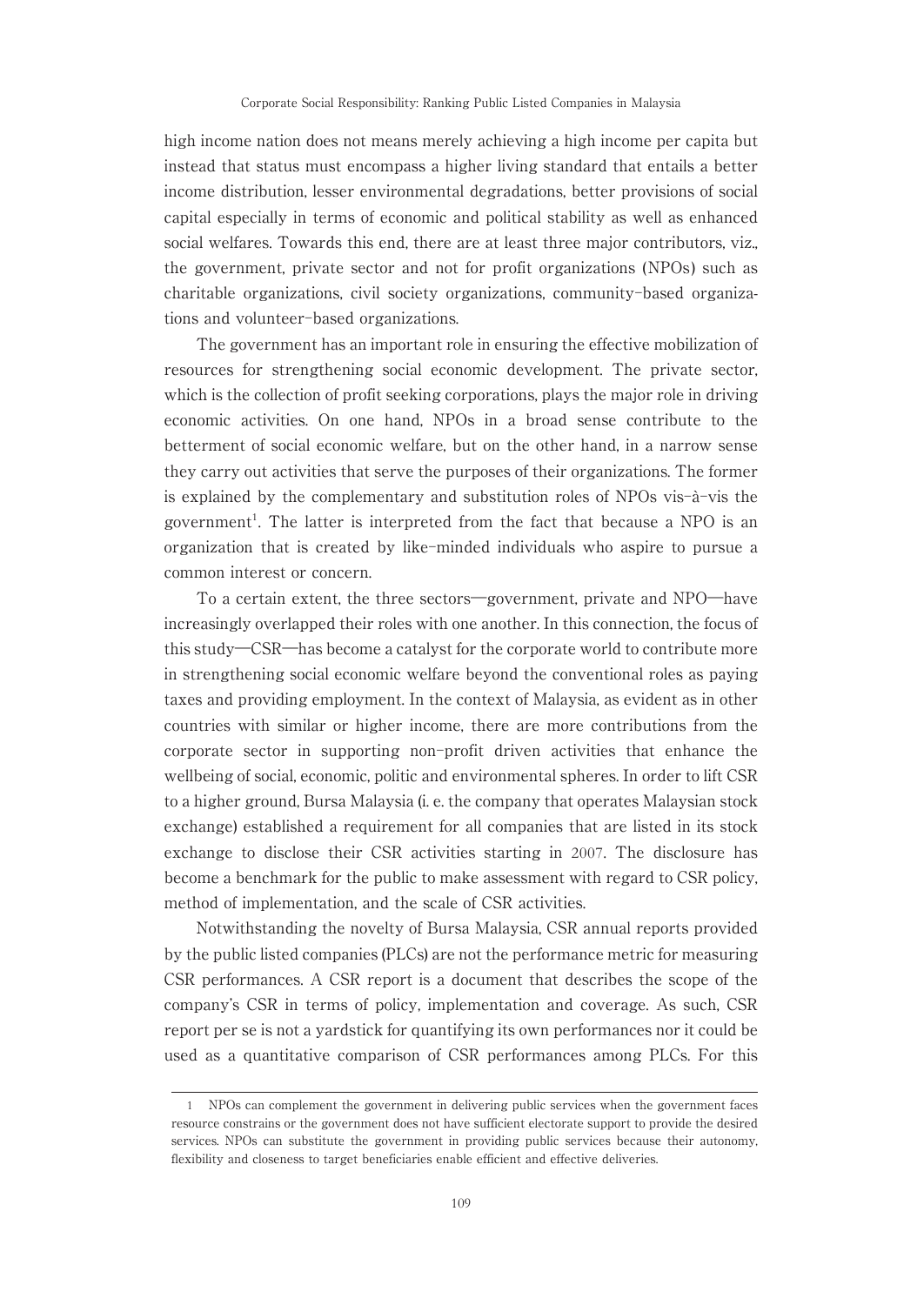high income nation does not means merely achieving a high income per capita but instead that status must encompass a higher living standard that entails a better income distribution, lesser environmental degradations, better provisions of social capital especially in terms of economic and political stability as well as enhanced social welfares. Towards this end, there are at least three major contributors, viz., the government, private sector and not for profit organizations (NPOs) such as charitable organizations, civil society organizations, community-based organizations and volunteer-based organizations.

The government has an important role in ensuring the effective mobilization of resources for strengthening social economic development. The private sector, which is the collection of profit seeking corporations, plays the major role in driving economic activities. On one hand, NPOs in a broad sense contribute to the betterment of social economic welfare, but on the other hand, in a narrow sense they carry out activities that serve the purposes of their organizations. The former is explained by the complementary and substitution roles of NPOs vis-à-vis the government[1]. The latter is interpreted from the fact that because a NPO is an organization that is created by like-minded individuals who aspire to pursue a common interest or concern.

To a certain extent, the three sectors—government, private and NPO—have increasingly overlapped their roles with one another. In this connection, the focus of this study—CSR—has become a catalyst for the corporate world to contribute more in strengthening social economic welfare beyond the conventional roles as paying taxes and providing employment. In the context of Malaysia, as evident as in other countries with similar or higher income, there are more contributions from the corporate sector in supporting non-profit driven activities that enhance the wellbeing of social, economic, politic and environmental spheres. In order to lift CSR to a higher ground, Bursa Malaysia (i. e. the company that operates Malaysian stock exchange) established a requirement for all companies that are listed in its stock exchange to disclose their CSR activities starting in 2007. The disclosure has become a benchmark for the public to make assessment with regard to CSR policy, method of implementation, and the scale of CSR activities.

Notwithstanding the novelty of Bursa Malaysia, CSR annual reports provided by the public listed companies (PLCs) are not the performance metric for measuring CSR performances. A CSR report is a document that describes the scope of the company's CSR in terms of policy, implementation and coverage. As such, CSR report per se is not a yardstick for quantifying its own performances nor it could be used as a quantitative comparison of CSR performances among PLCs. For this

---

1 NPOs can complement the government in delivering public services when the government faces resource constrains or the government does not have sufficient electorate support to provide the desired services. NPOs can substitute the government in providing public services because their autonomy, flexibility and closeness to target beneficiaries enable efficient and effective deliveries.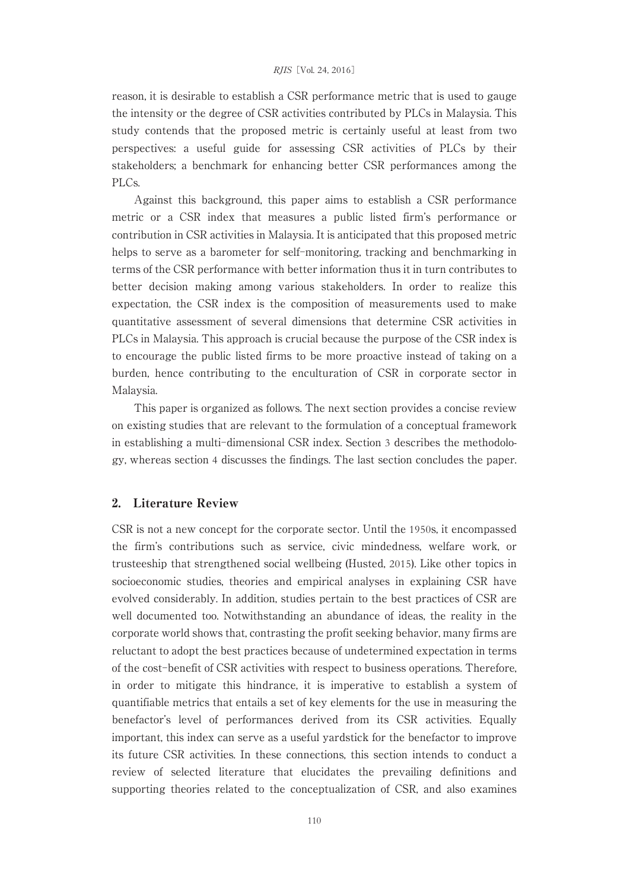reason, it is desirable to establish a CSR performance metric that is used to gauge the intensity or the degree of CSR activities contributed by PLCs in Malaysia. This study contends that the proposed metric is certainly useful at least from two perspectives: a useful guide for assessing CSR activities of PLCs by their stakeholders; a benchmark for enhancing better CSR performances among the PLCs.

Against this background, this paper aims to establish a CSR performance metric or a CSR index that measures a public listed firm's performance or contribution in CSR activities in Malaysia. It is anticipated that this proposed metric helps to serve as a barometer for self-monitoring, tracking and benchmarking in terms of the CSR performance with better information thus it in turn contributes to better decision making among various stakeholders. In order to realize this expectation, the CSR index is the composition of measurements used to make quantitative assessment of several dimensions that determine CSR activities in PLCs in Malaysia. This approach is crucial because the purpose of the CSR index is to encourage the public listed firms to be more proactive instead of taking on a burden, hence contributing to the enculturation of CSR in corporate sector in Malaysia.

This paper is organized as follows. The next section provides a concise review on existing studies that are relevant to the formulation of a conceptual framework in establishing a multi-dimensional CSR index. Section 3 describes the methodology, whereas section 4 discusses the findings. The last section concludes the paper.

## 2. Literature Review

CSR is not a new concept for the corporate sector. Until the 1950s, it encompassed the firm's contributions such as service, civic mindedness, welfare work, or trusteeship that strengthened social wellbeing (Husted, 2015). Like other topics in socioeconomic studies, theories and empirical analyses in explaining CSR have evolved considerably. In addition, studies pertain to the best practices of CSR are well documented too. Notwithstanding an abundance of ideas, the reality in the corporate world shows that, contrasting the profit seeking behavior, many firms are reluctant to adopt the best practices because of undetermined expectation in terms of the cost-benefit of CSR activities with respect to business operations. Therefore, in order to mitigate this hindrance, it is imperative to establish a system of quantifiable metrics that entails a set of key elements for the use in measuring the benefactor's level of performances derived from its CSR activities. Equally important, this index can serve as a useful yardstick for the benefactor to improve its future CSR activities. In these connections, this section intends to conduct a review of selected literature that elucidates the prevailing definitions and supporting theories related to the conceptualization of CSR, and also examines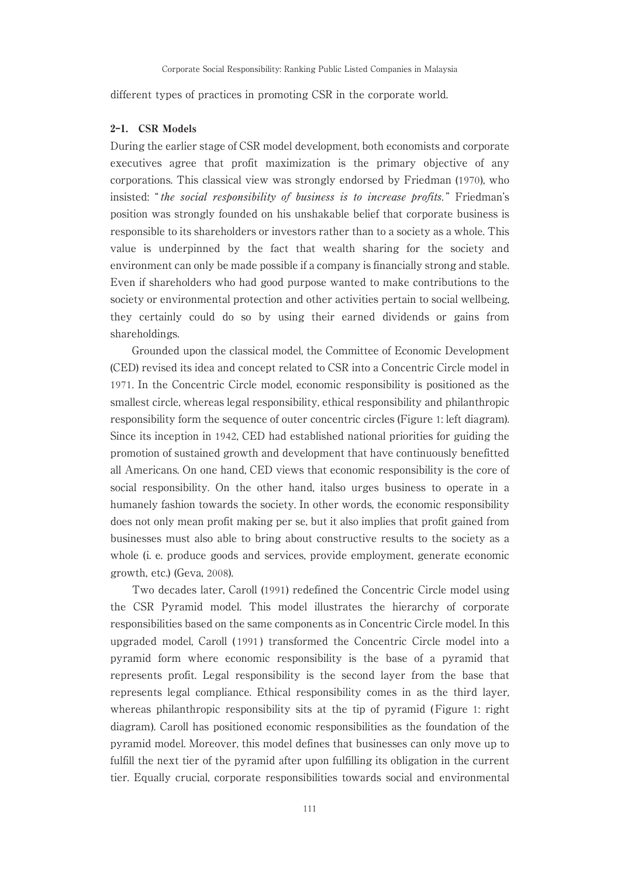different types of practices in promoting CSR in the corporate world.

### 2-1. CSR Models

During the earlier stage of CSR model development, both economists and corporate executives agree that profit maximization is the primary objective of any corporations. This classical view was strongly endorsed by Friedman (1970), who insisted: "*the social responsibility of business is to increase profits.*" Friedman's position was strongly founded on his unshakable belief that corporate business is responsible to its shareholders or investors rather than to a society as a whole. This value is underpinned by the fact that wealth sharing for the society and environment can only be made possible if a company is financially strong and stable. Even if shareholders who had good purpose wanted to make contributions to the society or environmental protection and other activities pertain to social wellbeing, they certainly could do so by using their earned dividends or gains from shareholdings.

Grounded upon the classical model, the Committee of Economic Development (CED) revised its idea and concept related to CSR into a Concentric Circle model in 1971. In the Concentric Circle model, economic responsibility is positioned as the smallest circle, whereas legal responsibility, ethical responsibility and philanthropic responsibility form the sequence of outer concentric circles (Figure 1: left diagram). Since its inception in 1942, CED had established national priorities for guiding the promotion of sustained growth and development that have continuously benefitted all Americans. On one hand, CED views that economic responsibility is the core of social responsibility. On the other hand, italso urges business to operate in a humanely fashion towards the society. In other words, the economic responsibility does not only mean profit making per se, but it also implies that profit gained from businesses must also able to bring about constructive results to the society as a whole (i. e. produce goods and services, provide employment, generate economic growth, etc.) (Geva, 2008).

Two decades later, Caroll (1991) redefined the Concentric Circle model using the CSR Pyramid model. This model illustrates the hierarchy of corporate responsibilities based on the same components as in Concentric Circle model. In this upgraded model, Caroll (1991) transformed the Concentric Circle model into a pyramid form where economic responsibility is the base of a pyramid that represents profit. Legal responsibility is the second layer from the base that represents legal compliance. Ethical responsibility comes in as the third layer, whereas philanthropic responsibility sits at the tip of pyramid (Figure 1: right diagram). Caroll has positioned economic responsibilities as the foundation of the pyramid model. Moreover, this model defines that businesses can only move up to fulfill the next tier of the pyramid after upon fulfilling its obligation in the current tier. Equally crucial, corporate responsibilities towards social and environmental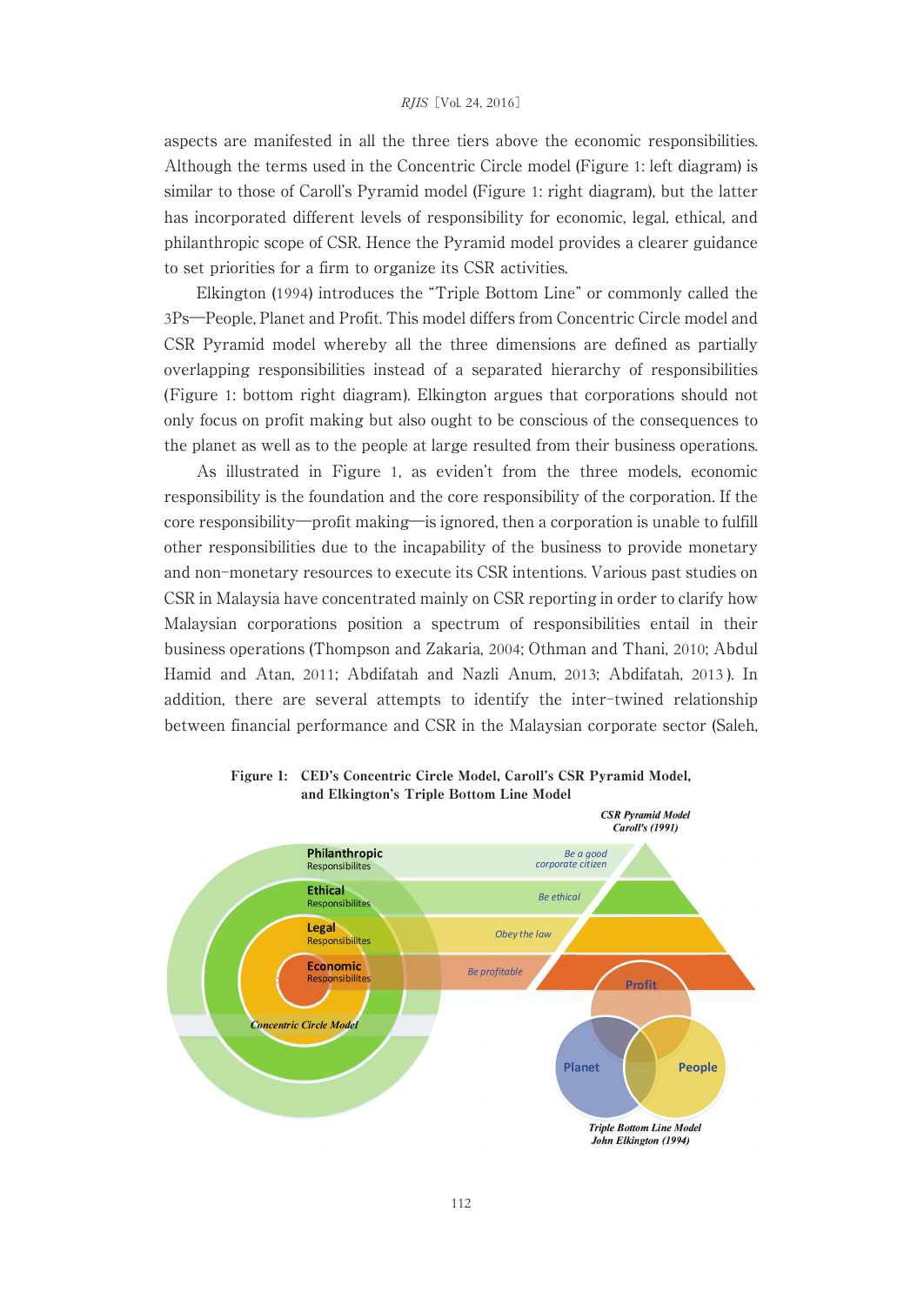aspects are manifested in all the three tiers above the economic responsibilities. Although the terms used in the Concentric Circle model (Figure 1: left diagram) is similar to those of Caroll's Pyramid model (Figure 1: right diagram), but the latter has incorporated different levels of responsibility for economic, legal, ethical, and philanthropic scope of CSR. Hence the Pyramid model provides a clearer guidance to set priorities for a firm to organize its CSR activities.

Elkington (1994) introduces the "Triple Bottom Line" or commonly called the 3Ps—People, Planet and Profit. This model differs from Concentric Circle model and CSR Pyramid model whereby all the three dimensions are defined as partially overlapping responsibilities instead of a separated hierarchy of responsibilities (Figure 1: bottom right diagram). Elkington argues that corporations should not only focus on profit making but also ought to be conscious of the consequences to the planet as well as to the people at large resulted from their business operations.

As illustrated in Figure 1, as evident from the three models, economic responsibility is the foundation and the core responsibility of the corporation. If the core responsibility—profit making—is ignored, then a corporation is unable to fulfill other responsibilities due to the incapability of the business to provide monetary and non-monetary resources to execute its CSR intentions. Various past studies on CSR in Malaysia have concentrated mainly on CSR reporting in order to clarify how Malaysian corporations position a spectrum of responsibilities entail in their business operations (Thompson and Zakaria, 2004; Othman and Thani, 2010; Abdul Hamid and Atan, 2011; Abdifatah and Nazli Anum, 2013; Abdifatah, 2013). In addition, there are several attempts to identify the inter-twined relationship between financial performance and CSR in the Malaysian corporate sector (Saleh,

**Figure 1: CED's Concentric Circle Model, Caroll's CSR Pyramid Model, and Elkington's Triple Bottom Line Model**

CSR Pyramid Model Caroll's (1991)

Philanthropic Responsibilites — Be a good corporate citizen

Ethical Responsibilites — Be ethical

Legal Responsibilites — Obey the law

Economic Responsibilites — Be profitable

Concentric Circle Model

Profit, Planet, People

Triple Bottom Line Model John Elkington (1994)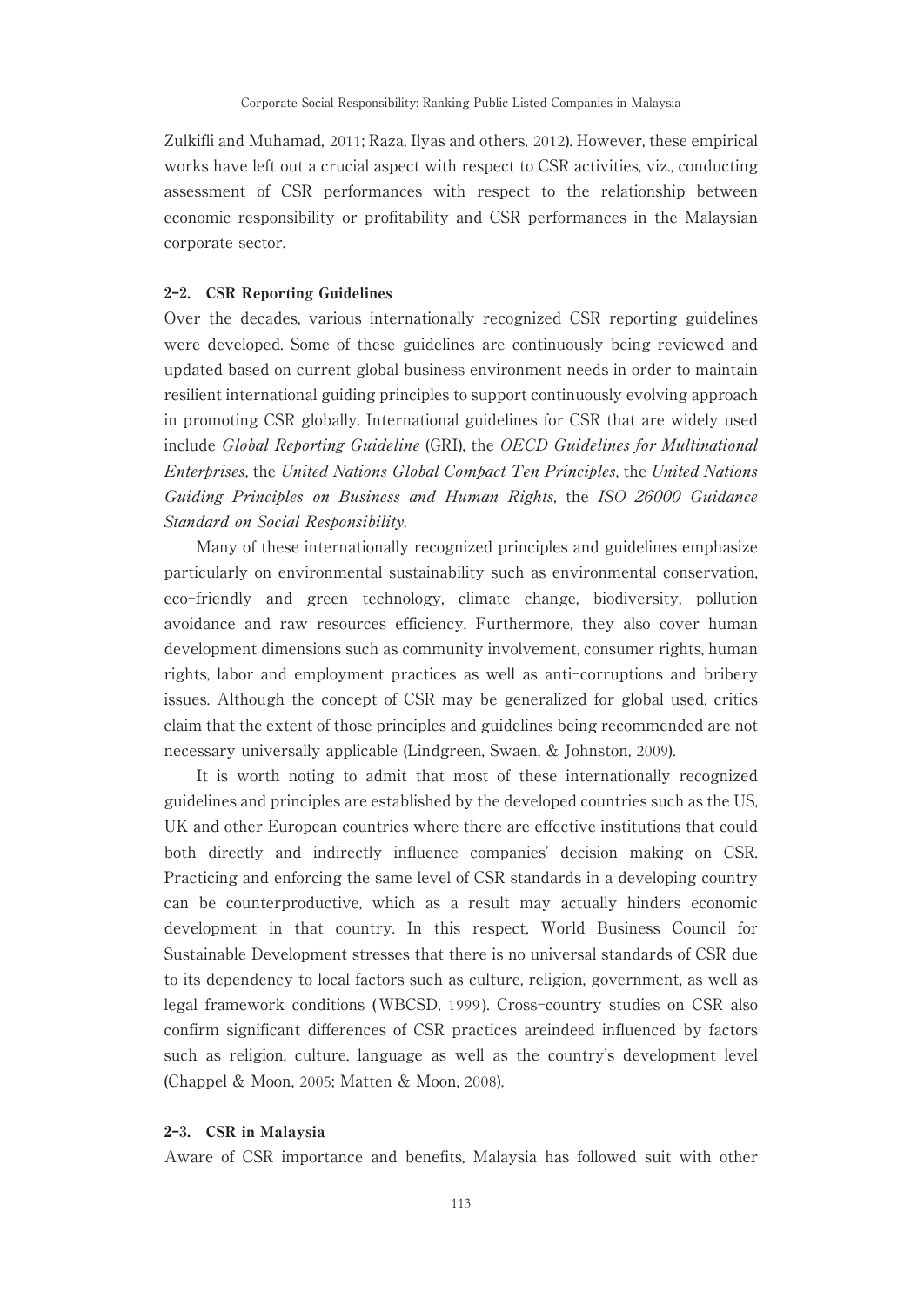Zulkifli and Muhamad, 2011; Raza, Ilyas and others, 2012). However, these empirical works have left out a crucial aspect with respect to CSR activities, viz., conducting assessment of CSR performances with respect to the relationship between economic responsibility or profitability and CSR performances in the Malaysian corporate sector.

### 2-2. CSR Reporting Guidelines

Over the decades, various internationally recognized CSR reporting guidelines were developed. Some of these guidelines are continuously being reviewed and updated based on current global business environment needs in order to maintain resilient international guiding principles to support continuously evolving approach in promoting CSR globally. International guidelines for CSR that are widely used include *Global Reporting Guideline* (GRI), the *OECD Guidelines for Multinational Enterprises*, the *United Nations Global Compact Ten Principles*, the *United Nations Guiding Principles on Business and Human Rights*, the *ISO 26000 Guidance Standard on Social Responsibility*.

Many of these internationally recognized principles and guidelines emphasize particularly on environmental sustainability such as environmental conservation, eco-friendly and green technology, climate change, biodiversity, pollution avoidance and raw resources efficiency. Furthermore, they also cover human development dimensions such as community involvement, consumer rights, human rights, labor and employment practices as well as anti-corruptions and bribery issues. Although the concept of CSR may be generalized for global used, critics claim that the extent of those principles and guidelines being recommended are not necessary universally applicable (Lindgreen, Swaen, & Johnston, 2009).

It is worth noting to admit that most of these internationally recognized guidelines and principles are established by the developed countries such as the US, UK and other European countries where there are effective institutions that could both directly and indirectly influence companies' decision making on CSR. Practicing and enforcing the same level of CSR standards in a developing country can be counterproductive, which as a result may actually hinders economic development in that country. In this respect, World Business Council for Sustainable Development stresses that there is no universal standards of CSR due to its dependency to local factors such as culture, religion, government, as well as legal framework conditions (WBCSD, 1999). Cross-country studies on CSR also confirm significant differences of CSR practices areindeed influenced by factors such as religion, culture, language as well as the country's development level (Chappel & Moon, 2005; Matten & Moon, 2008).

### 2-3. CSR in Malaysia

Aware of CSR importance and benefits, Malaysia has followed suit with other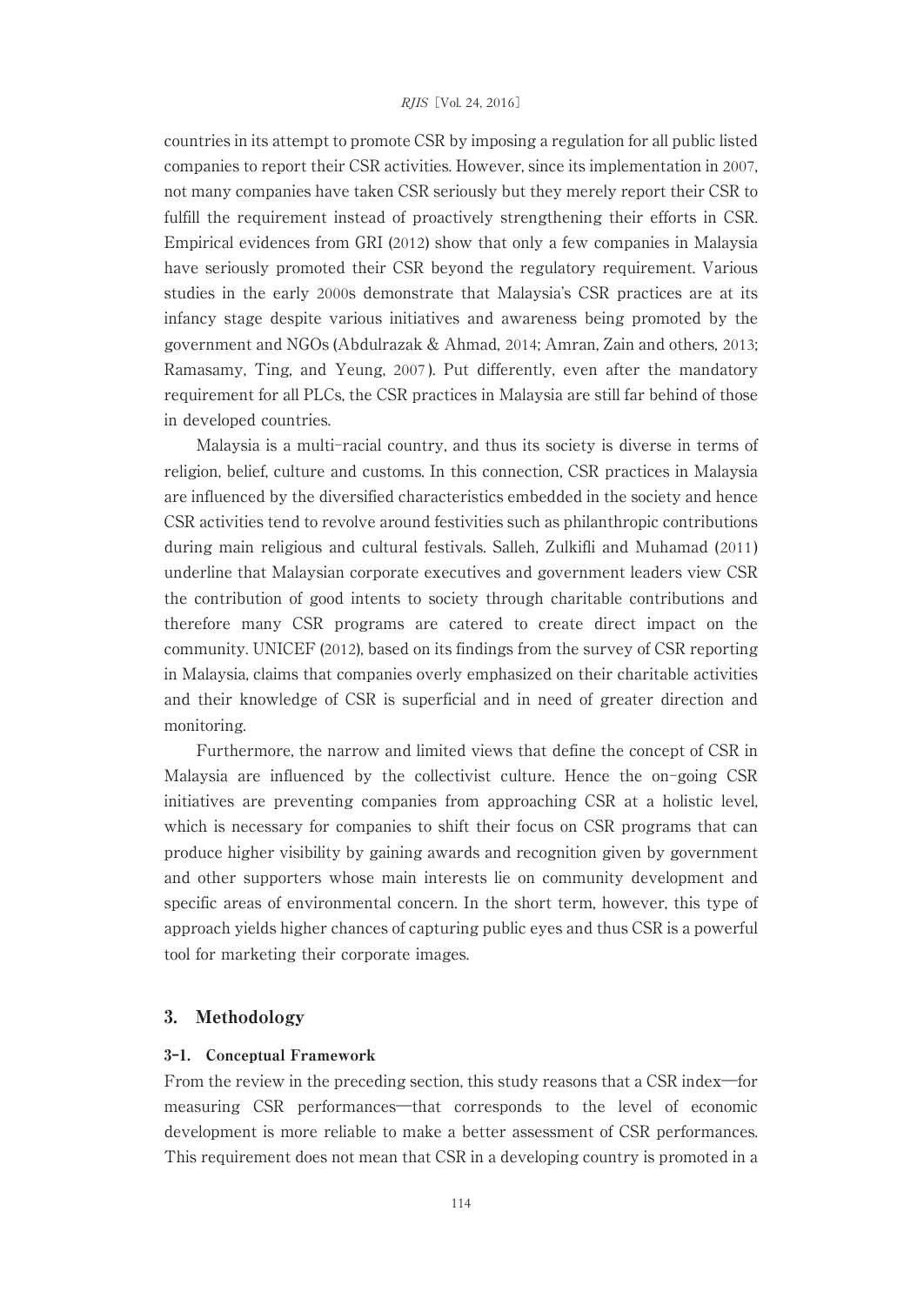countries in its attempt to promote CSR by imposing a regulation for all public listed companies to report their CSR activities. However, since its implementation in 2007, not many companies have taken CSR seriously but they merely report their CSR to fulfill the requirement instead of proactively strengthening their efforts in CSR. Empirical evidences from GRI (2012) show that only a few companies in Malaysia have seriously promoted their CSR beyond the regulatory requirement. Various studies in the early 2000s demonstrate that Malaysia's CSR practices are at its infancy stage despite various initiatives and awareness being promoted by the government and NGOs (Abdulrazak & Ahmad, 2014; Amran, Zain and others, 2013; Ramasamy, Ting, and Yeung, 2007). Put differently, even after the mandatory requirement for all PLCs, the CSR practices in Malaysia are still far behind of those in developed countries.

Malaysia is a multi-racial country, and thus its society is diverse in terms of religion, belief, culture and customs. In this connection, CSR practices in Malaysia are influenced by the diversified characteristics embedded in the society and hence CSR activities tend to revolve around festivities such as philanthropic contributions during main religious and cultural festivals. Salleh, Zulkifli and Muhamad (2011) underline that Malaysian corporate executives and government leaders view CSR the contribution of good intents to society through charitable contributions and therefore many CSR programs are catered to create direct impact on the community. UNICEF (2012), based on its findings from the survey of CSR reporting in Malaysia, claims that companies overly emphasized on their charitable activities and their knowledge of CSR is superficial and in need of greater direction and monitoring.

Furthermore, the narrow and limited views that define the concept of CSR in Malaysia are influenced by the collectivist culture. Hence the on-going CSR initiatives are preventing companies from approaching CSR at a holistic level, which is necessary for companies to shift their focus on CSR programs that can produce higher visibility by gaining awards and recognition given by government and other supporters whose main interests lie on community development and specific areas of environmental concern. In the short term, however, this type of approach yields higher chances of capturing public eyes and thus CSR is a powerful tool for marketing their corporate images.

## 3. Methodology

### 3-1. Conceptual Framework

From the review in the preceding section, this study reasons that a CSR index—for measuring CSR performances—that corresponds to the level of economic development is more reliable to make a better assessment of CSR performances. This requirement does not mean that CSR in a developing country is promoted in a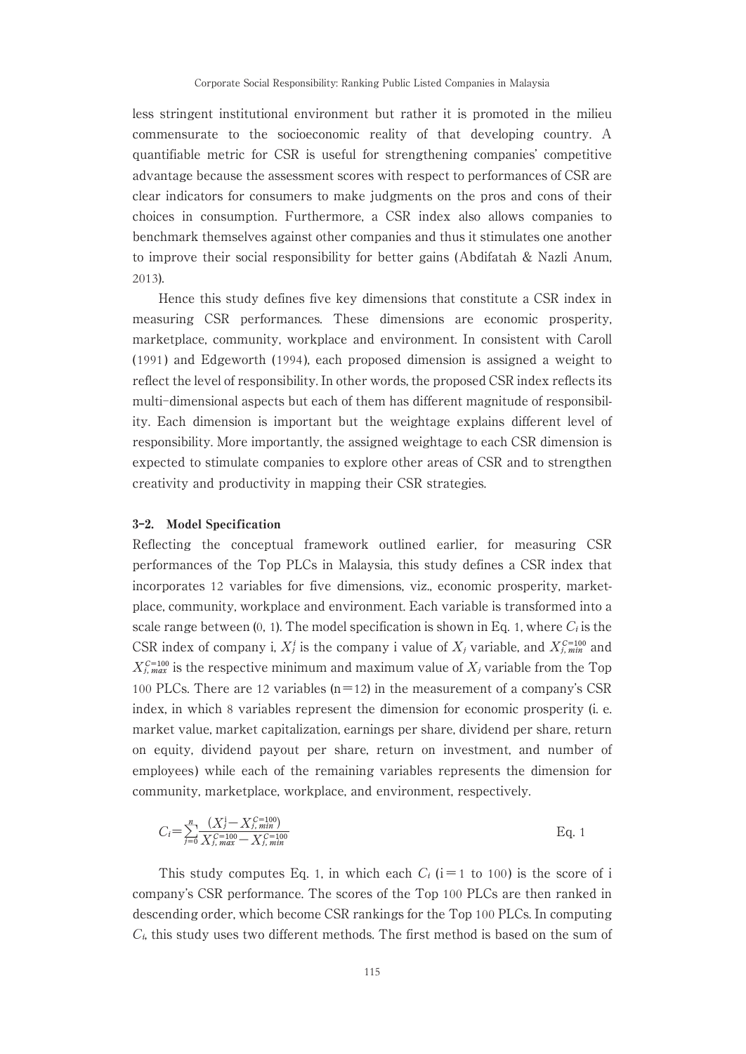less stringent institutional environment but rather it is promoted in the milieu commensurate to the socioeconomic reality of that developing country. A quantifiable metric for CSR is useful for strengthening companies' competitive advantage because the assessment scores with respect to performances of CSR are clear indicators for consumers to make judgments on the pros and cons of their choices in consumption. Furthermore, a CSR index also allows companies to benchmark themselves against other companies and thus it stimulates one another to improve their social responsibility for better gains (Abdifatah & Nazli Anum, 2013).

Hence this study defines five key dimensions that constitute a CSR index in measuring CSR performances. These dimensions are economic prosperity, marketplace, community, workplace and environment. In consistent with Caroll (1991) and Edgeworth (1994), each proposed dimension is assigned a weight to reflect the level of responsibility. In other words, the proposed CSR index reflects its multi-dimensional aspects but each of them has different magnitude of responsibility. Each dimension is important but the weightage explains different level of responsibility. More importantly, the assigned weightage to each CSR dimension is expected to stimulate companies to explore other areas of CSR and to strengthen creativity and productivity in mapping their CSR strategies.

### 3-2. Model Specification

Reflecting the conceptual framework outlined earlier, for measuring CSR performances of the Top PLCs in Malaysia, this study defines a CSR index that incorporates 12 variables for five dimensions, viz., economic prosperity, marketplace, community, workplace and environment. Each variable is transformed into a scale range between (0, 1). The model specification is shown in Eq. 1, where $C_i$ is the CSR index of company i, $X_j^i$ is the company i value of $X_j$ variable, and $X_{j,min}^{C=100}$ and $X_{j,max}^{C=100}$ is the respective minimum and maximum value of $X_j$ variable from the Top 100 PLCs. There are 12 variables ($n=12$) in the measurement of a company's CSR index, in which 8 variables represent the dimension for economic prosperity (i. e. market value, market capitalization, earnings per share, dividend per share, return on equity, dividend payout per share, return on investment, and number of employees) while each of the remaining variables represents the dimension for community, marketplace, workplace, and environment, respectively.

$$C_i=\sum_{j=0}^{n}\frac{(X_j^i-X_{j,min}^{C=100})}{X_{j,max}^{C=100}-X_{j,min}^{C=100}} \qquad \text{Eq. 1}$$

This study computes Eq. 1, in which each $C_i$ ($i=1$ to 100) is the score of i company's CSR performance. The scores of the Top 100 PLCs are then ranked in descending order, which become CSR rankings for the Top 100 PLCs. In computing $C_i$, this study uses two different methods. The first method is based on the sum of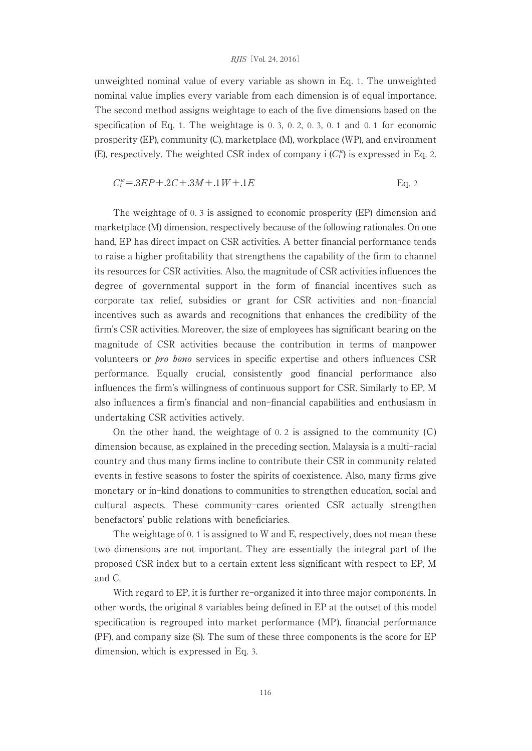unweighted nominal value of every variable as shown in Eq. 1. The unweighted nominal value implies every variable from each dimension is of equal importance. The second method assigns weightage to each of the five dimensions based on the specification of Eq. 1. The weightage is 0.3, 0.2, 0.3, 0.1 and 0.1 for economic prosperity (EP), community (C), marketplace (M), workplace (WP), and environment (E), respectively. The weighted CSR index of company i ($C_i^w$) is expressed in Eq. 2.

$$C_i^w = .3EP + .2C + .3M + .1W + .1E \qquad \text{Eq. 2}$$

The weightage of 0.3 is assigned to economic prosperity (EP) dimension and marketplace (M) dimension, respectively because of the following rationales. On one hand, EP has direct impact on CSR activities. A better financial performance tends to raise a higher profitability that strengthens the capability of the firm to channel its resources for CSR activities. Also, the magnitude of CSR activities influences the degree of governmental support in the form of financial incentives such as corporate tax relief, subsidies or grant for CSR activities and non-financial incentives such as awards and recognitions that enhances the credibility of the firm's CSR activities. Moreover, the size of employees has significant bearing on the magnitude of CSR activities because the contribution in terms of manpower volunteers or *pro bono* services in specific expertise and others influences CSR performance. Equally crucial, consistently good financial performance also influences the firm's willingness of continuous support for CSR. Similarly to EP, M also influences a firm's financial and non-financial capabilities and enthusiasm in undertaking CSR activities actively.

On the other hand, the weightage of 0.2 is assigned to the community (C) dimension because, as explained in the preceding section, Malaysia is a multi-racial country and thus many firms incline to contribute their CSR in community related events in festive seasons to foster the spirits of coexistence. Also, many firms give monetary or in-kind donations to communities to strengthen education, social and cultural aspects. These community-cares oriented CSR actually strengthen benefactors' public relations with beneficiaries.

The weightage of 0.1 is assigned to W and E, respectively, does not mean these two dimensions are not important. They are essentially the integral part of the proposed CSR index but to a certain extent less significant with respect to EP, M and C.

With regard to EP, it is further re-organized it into three major components. In other words, the original 8 variables being defined in EP at the outset of this model specification is regrouped into market performance (MP), financial performance (PF), and company size (S). The sum of these three components is the score for EP dimension, which is expressed in Eq. 3.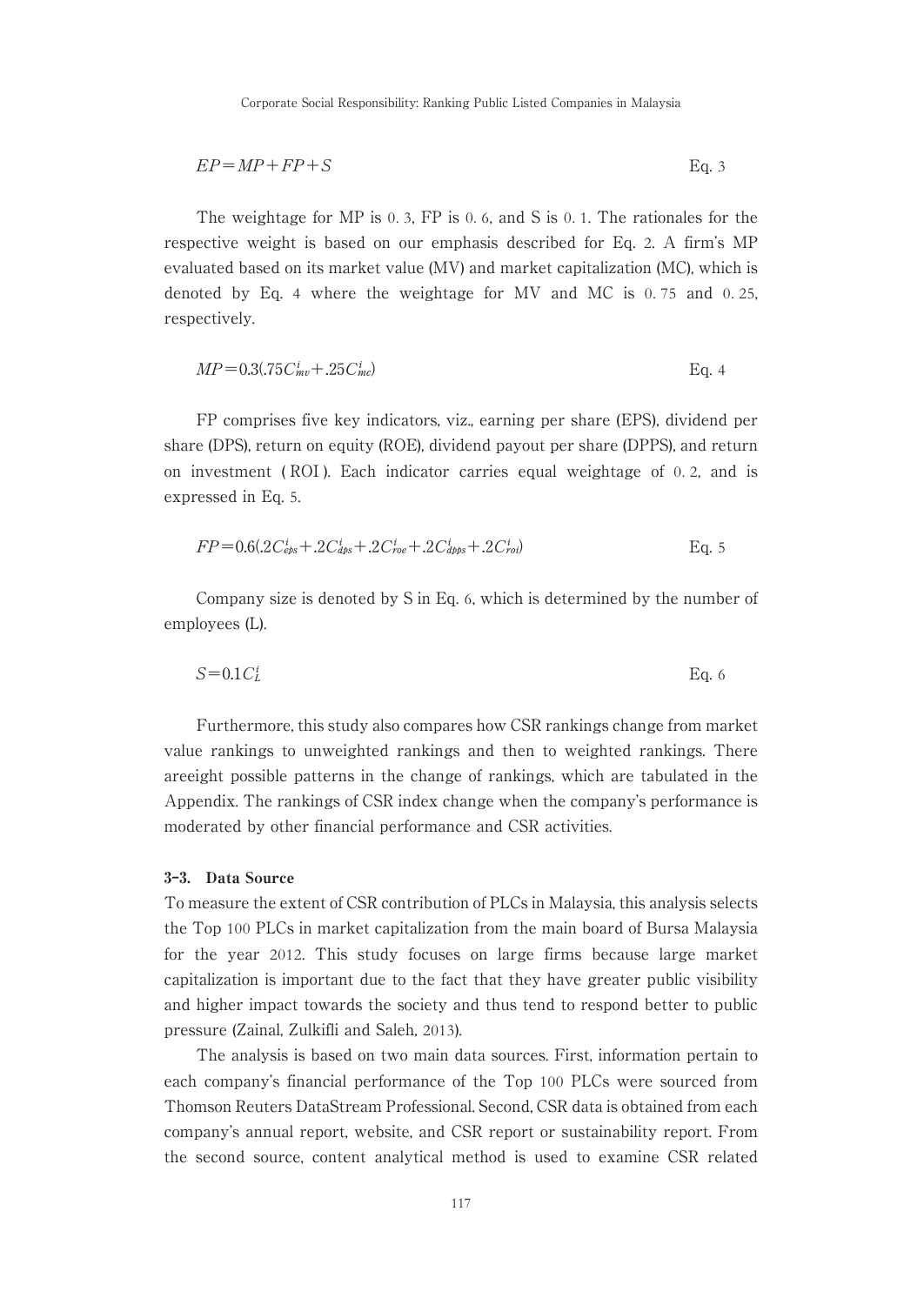$$EP = MP + FP + S \qquad \text{Eq. 3}$$

The weightage for MP is 0. 3, FP is 0. 6, and S is 0. 1. The rationales for the respective weight is based on our emphasis described for Eq. 2. A firm's MP evaluated based on its market value (MV) and market capitalization (MC), which is denoted by Eq. 4 where the weightage for MV and MC is 0. 75 and 0. 25, respectively.

$$MP = 0.3(.75C^{i}_{mv} + .25C^{i}_{mc}) \qquad \text{Eq. 4}$$

FP comprises five key indicators, viz., earning per share (EPS), dividend per share (DPS), return on equity (ROE), dividend payout per share (DPPS), and return on investment ( ROI ). Each indicator carries equal weightage of 0. 2, and is expressed in Eq. 5.

$$FP = 0.6(.2C^{i}_{eps} + .2C^{i}_{dps} + .2C^{i}_{roe} + .2C^{i}_{dpps} + .2C^{i}_{roi}) \qquad \text{Eq. 5}$$

Company size is denoted by S in Eq. 6, which is determined by the number of employees (L).

$$S = 0.1C^{i}_{L} \qquad \text{Eq. 6}$$

Furthermore, this study also compares how CSR rankings change from market value rankings to unweighted rankings and then to weighted rankings. There areeight possible patterns in the change of rankings, which are tabulated in the Appendix. The rankings of CSR index change when the company's performance is moderated by other financial performance and CSR activities.

### 3-3. Data Source

To measure the extent of CSR contribution of PLCs in Malaysia, this analysis selects the Top 100 PLCs in market capitalization from the main board of Bursa Malaysia for the year 2012. This study focuses on large firms because large market capitalization is important due to the fact that they have greater public visibility and higher impact towards the society and thus tend to respond better to public pressure (Zainal, Zulkifli and Saleh, 2013).

The analysis is based on two main data sources. First, information pertain to each company's financial performance of the Top 100 PLCs were sourced from Thomson Reuters DataStream Professional. Second, CSR data is obtained from each company's annual report, website, and CSR report or sustainability report. From the second source, content analytical method is used to examine CSR related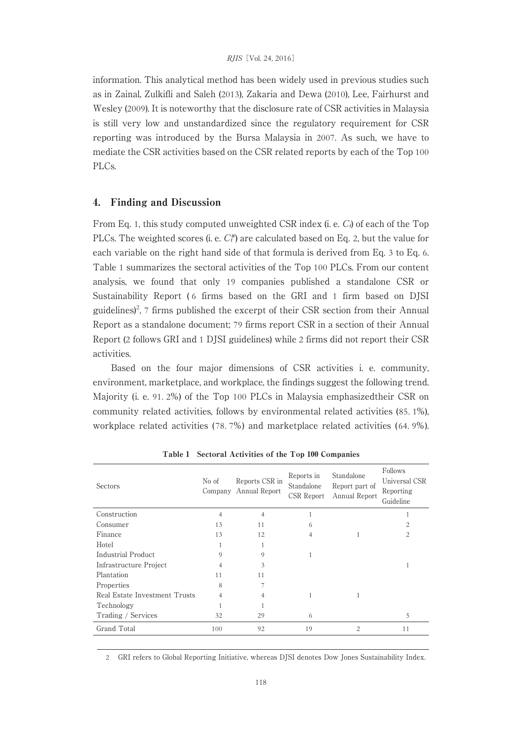information. This analytical method has been widely used in previous studies such as in Zainal, Zulkifli and Saleh (2013), Zakaria and Dewa (2010), Lee, Fairhurst and Wesley (2009). It is noteworthy that the disclosure rate of CSR activities in Malaysia is still very low and unstandardized since the regulatory requirement for CSR reporting was introduced by the Bursa Malaysia in 2007. As such, we have to mediate the CSR activities based on the CSR related reports by each of the Top 100 PLCs.

## 4. Finding and Discussion

From Eq. 1, this study computed unweighted CSR index (i. e. $C_i$) of each of the Top PLCs. The weighted scores (i. e. $C_i^w$) are calculated based on Eq. 2, but the value for each variable on the right hand side of that formula is derived from Eq. 3 to Eq. 6. Table 1 summarizes the sectoral activities of the Top 100 PLCs. From our content analysis, we found that only 19 companies published a standalone CSR or Sustainability Report (6 firms based on the GRI and 1 firm based on DJSI guidelines)[2], 7 firms published the excerpt of their CSR section from their Annual Report as a standalone document; 79 firms report CSR in a section of their Annual Report (2 follows GRI and 1 DJSI guidelines) while 2 firms did not report their CSR activities.

Based on the four major dimensions of CSR activities i. e. community, environment, marketplace, and workplace, the findings suggest the following trend. Majority (i. e. 91. 2%) of the Top 100 PLCs in Malaysia emphasizedtheir CSR on community related activities, follows by environmental related activities (85. 1%), workplace related activities (78. 7%) and marketplace related activities (64. 9%).

**Table 1 Sectoral Activities of the Top 100 Companies**

| Sectors | No of Company | Reports CSR in Annual Report | Reports in Standalone CSR Report | Standalone Report part of Annual Report | Follows Universal CSR Reporting Guideline |
|---|---|---|---|---|---|
| Construction | 4 | 4 | 1 | | 1 |
| Consumer | 13 | 11 | 6 | | 2 |
| Finance | 13 | 12 | 4 | 1 | 2 |
| Hotel | 1 | 1 | | | |
| Industrial Product | 9 | 9 | 1 | | |
| Infrastructure Project | 4 | 3 | | | 1 |
| Plantation | 11 | 11 | | | |
| Properties | 8 | 7 | | | |
| Real Estate Investment Trusts | 4 | 4 | 1 | 1 | |
| Technology | 1 | 1 | | | |
| Trading / Services | 32 | 29 | 6 | | 5 |
| Grand Total | 100 | 92 | 19 | 2 | 11 |

2 GRI refers to Global Reporting Initiative, whereas DJSI denotes Dow Jones Sustainability Index.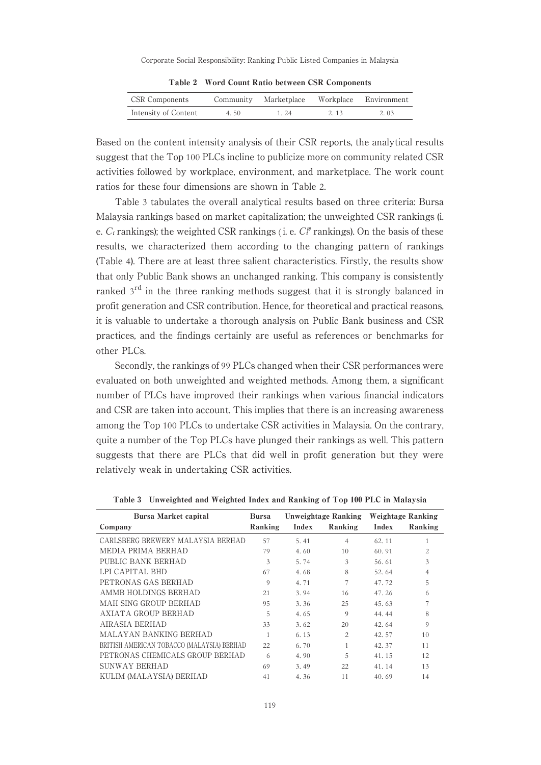**Table 2 Word Count Ratio between CSR Components**

| CSR Components | Community | Marketplace | Workplace | Environment |
|---|---|---|---|---|
| Intensity of Content | 4. 50 | 1. 24 | 2. 13 | 2. 03 |

Based on the content intensity analysis of their CSR reports, the analytical results suggest that the Top 100 PLCs incline to publicize more on community related CSR activities followed by workplace, environment, and marketplace. The work count ratios for these four dimensions are shown in Table 2.

Table 3 tabulates the overall analytical results based on three criteria: Bursa Malaysia rankings based on market capitalization; the unweighted CSR rankings (i. e. $C_i$ rankings); the weighted CSR rankings (i. e. $C_i^w$ rankings). On the basis of these results, we characterized them according to the changing pattern of rankings (Table 4). There are at least three salient characteristics. Firstly, the results show that only Public Bank shows an unchanged ranking. This company is consistently ranked 3rd in the three ranking methods suggest that it is strongly balanced in profit generation and CSR contribution. Hence, for theoretical and practical reasons, it is valuable to undertake a thorough analysis on Public Bank business and CSR practices, and the findings certainly are useful as references or benchmarks for other PLCs.

Secondly, the rankings of 99 PLCs changed when their CSR performances were evaluated on both unweighted and weighted methods. Among them, a significant number of PLCs have improved their rankings when various financial indicators and CSR are taken into account. This implies that there is an increasing awareness among the Top 100 PLCs to undertake CSR activities in Malaysia. On the contrary, quite a number of the Top PLCs have plunged their rankings as well. This pattern suggests that there are PLCs that did well in profit generation but they were relatively weak in undertaking CSR activities.

**Table 3 Unweighted and Weighted Index and Ranking of Top 100 PLC in Malaysia**

| Bursa Market capital | Bursa | Unweightage Ranking | | Weightage Ranking | |
|---|---|---|---|---|---|
| Company | Ranking | Index | Ranking | Index | Ranking |
| CARLSBERG BREWERY MALAYSIA BERHAD | 57 | 5. 41 | 4 | 62. 11 | 1 |
| MEDIA PRIMA BERHAD | 79 | 4. 60 | 10 | 60. 91 | 2 |
| PUBLIC BANK BERHAD | 3 | 5. 74 | 3 | 56. 61 | 3 |
| LPI CAPITAL BHD | 67 | 4. 68 | 8 | 52. 64 | 4 |
| PETRONAS GAS BERHAD | 9 | 4. 71 | 7 | 47. 72 | 5 |
| AMMB HOLDINGS BERHAD | 21 | 3. 94 | 16 | 47. 26 | 6 |
| MAH SING GROUP BERHAD | 95 | 3. 36 | 25 | 45. 63 | 7 |
| AXIATA GROUP BERHAD | 5 | 4. 65 | 9 | 44. 44 | 8 |
| AIRASIA BERHAD | 33 | 3. 62 | 20 | 42. 64 | 9 |
| MALAYAN BANKING BERHAD | 1 | 6. 13 | 2 | 42. 57 | 10 |
| BRITISH AMERICAN TOBACCO (MALAYSIA) BERHAD | 22 | 6. 70 | 1 | 42. 37 | 11 |
| PETRONAS CHEMICALS GROUP BERHAD | 6 | 4. 90 | 5 | 41. 15 | 12 |
| SUNWAY BERHAD | 69 | 3. 49 | 22 | 41. 14 | 13 |
| KULIM (MALAYSIA) BERHAD | 41 | 4. 36 | 11 | 40. 69 | 14 |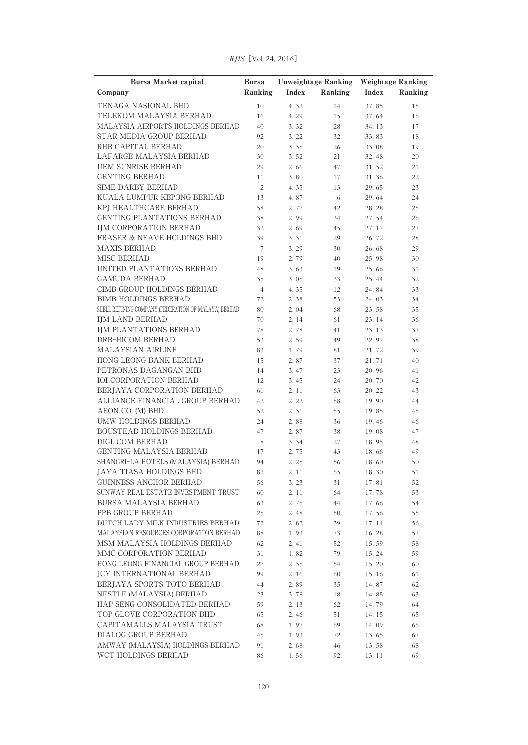| Bursa Market capital | Bursa | Unweightage Ranking | | Weightage Ranking | |
|---|---|---|---|---|---|
| Company | Ranking | Index | Ranking | Index | Ranking |
| TENAGA NASIONAL BHD | 10 | 4.32 | 14 | 37.85 | 15 |
| TELEKOM MALAYSIA BERHAD | 16 | 4.29 | 15 | 37.64 | 16 |
| MALAYSIA AIRPORTS HOLDINGS BERHAD | 40 | 3.32 | 28 | 34.13 | 17 |
| STAR MEDIA GROUP BERHAD | 92 | 3.22 | 32 | 33.83 | 18 |
| RHB CAPITAL BERHAD | 20 | 3.35 | 26 | 33.08 | 19 |
| LAFARGE MALAYSIA BERHAD | 30 | 3.52 | 21 | 32.48 | 20 |
| UEM SUNRISE BERHAD | 29 | 2.66 | 47 | 31.52 | 21 |
| GENTING BERHAD | 11 | 3.80 | 17 | 31.36 | 22 |
| SIME DARBY BERHAD | 2 | 4.35 | 13 | 29.65 | 23 |
| KUALA LUMPUR KEPONG BERHAD | 13 | 4.87 | 6 | 29.64 | 24 |
| KPJ HEALTHCARE BERHAD | 58 | 2.77 | 42 | 28.28 | 25 |
| GENTING PLANTATIONS BERHAD | 38 | 2.99 | 34 | 27.54 | 26 |
| IJM CORPORATION BERHAD | 32 | 2.69 | 45 | 27.17 | 27 |
| FRASER & NEAVE HOLDINGS BHD | 39 | 3.31 | 29 | 26.72 | 28 |
| MAXIS BERHAD | 7 | 3.29 | 30 | 26.68 | 29 |
| MISC BERHAD | 19 | 2.79 | 40 | 25.98 | 30 |
| UNITED PLANTATIONS BERHAD | 48 | 3.63 | 19 | 25.66 | 31 |
| GAMUDA BERHAD | 35 | 3.05 | 33 | 25.44 | 32 |
| CIMB GROUP HOLDINGS BERHAD | 4 | 4.35 | 12 | 24.84 | 33 |
| BIMB HOLDINGS BERHAD | 72 | 2.38 | 53 | 24.03 | 34 |
| SHELL REFINING COMPANY (FEDERATION OF MALAYA) BERHAD | 80 | 2.04 | 68 | 23.58 | 35 |
| IJM LAND BERHAD | 70 | 2.14 | 61 | 23.14 | 36 |
| IJM PLANTATIONS BERHAD | 78 | 2.78 | 41 | 23.13 | 37 |
| DRB-HICOM BERHAD | 53 | 2.59 | 49 | 22.97 | 38 |
| MALAYSIAN AIRLINE | 83 | 1.79 | 81 | 21.72 | 39 |
| HONG LEONG BANK BERHAD | 15 | 2.87 | 37 | 21.71 | 40 |
| PETRONAS DAGANGAN BHD | 14 | 3.47 | 23 | 20.96 | 41 |
| IOI CORPORATION BERHAD | 12 | 3.45 | 24 | 20.70 | 42 |
| BERJAYA CORPORATION BERHAD | 61 | 2.11 | 63 | 20.22 | 43 |
| ALLIANCE FINANCIAL GROUP BERHAD | 42 | 2.22 | 58 | 19.90 | 44 |
| AEON CO. (M) BHD | 52 | 2.31 | 55 | 19.85 | 45 |
| UMW HOLDINGS BERHAD | 24 | 2.88 | 36 | 19.46 | 46 |
| BOUSTEAD HOLDINGS BERHAD | 47 | 2.87 | 38 | 19.08 | 47 |
| DIGI. COM BERHAD | 8 | 3.34 | 27 | 18.95 | 48 |
| GENTING MALAYSIA BERHAD | 17 | 2.75 | 43 | 18.66 | 49 |
| SHANGRI-LA HOTELS (MALAYSIA) BERHAD | 94 | 2.25 | 56 | 18.60 | 50 |
| JAYA TIASA HOLDINGS BHD | 82 | 2.11 | 65 | 18.30 | 51 |
| GUINNESS ANCHOR BERHAD | 56 | 3.23 | 31 | 17.81 | 52 |
| SUNWAY REAL ESTATE INVESTMENT TRUST | 60 | 2.11 | 64 | 17.78 | 53 |
| BURSA MALAYSIA BERHAD | 63 | 2.75 | 44 | 17.66 | 54 |
| PPB GROUP BERHAD | 25 | 2.48 | 50 | 17.56 | 55 |
| DUTCH LADY MILK INDUSTRIES BERHAD | 73 | 2.82 | 39 | 17.11 | 56 |
| MALAYSIAN RESOURCES CORPORATION BERHAD | 88 | 1.93 | 73 | 16.28 | 57 |
| MSM MALAYSIA HOLDINGS BERHAD | 62 | 2.41 | 52 | 15.59 | 58 |
| MMC CORPORATION BERHAD | 31 | 1.82 | 79 | 15.24 | 59 |
| HONG LEONG FINANCIAL GROUP BERHAD | 27 | 2.35 | 54 | 15.20 | 60 |
| JCY INTERNATIONAL BERHAD | 99 | 2.16 | 60 | 15.16 | 61 |
| BERJAYA SPORTS TOTO BERHAD | 44 | 2.89 | 35 | 14.87 | 62 |
| NESTLE (MALAYSIA) BERHAD | 23 | 3.78 | 18 | 14.85 | 63 |
| HAP SENG CONSOLIDATED BERHAD | 59 | 2.13 | 62 | 14.79 | 64 |
| TOP GLOVE CORPORATION BHD | 65 | 2.46 | 51 | 14.15 | 65 |
| CAPITAMALLS MALAYSIA TRUST | 68 | 1.97 | 69 | 14.09 | 66 |
| DIALOG GROUP BERHAD | 45 | 1.93 | 72 | 13.65 | 67 |
| AMWAY (MALAYSIA) HOLDINGS BERHAD | 91 | 2.68 | 46 | 13.58 | 68 |
| WCT HOLDINGS BERHAD | 86 | 1.56 | 92 | 13.11 | 69 |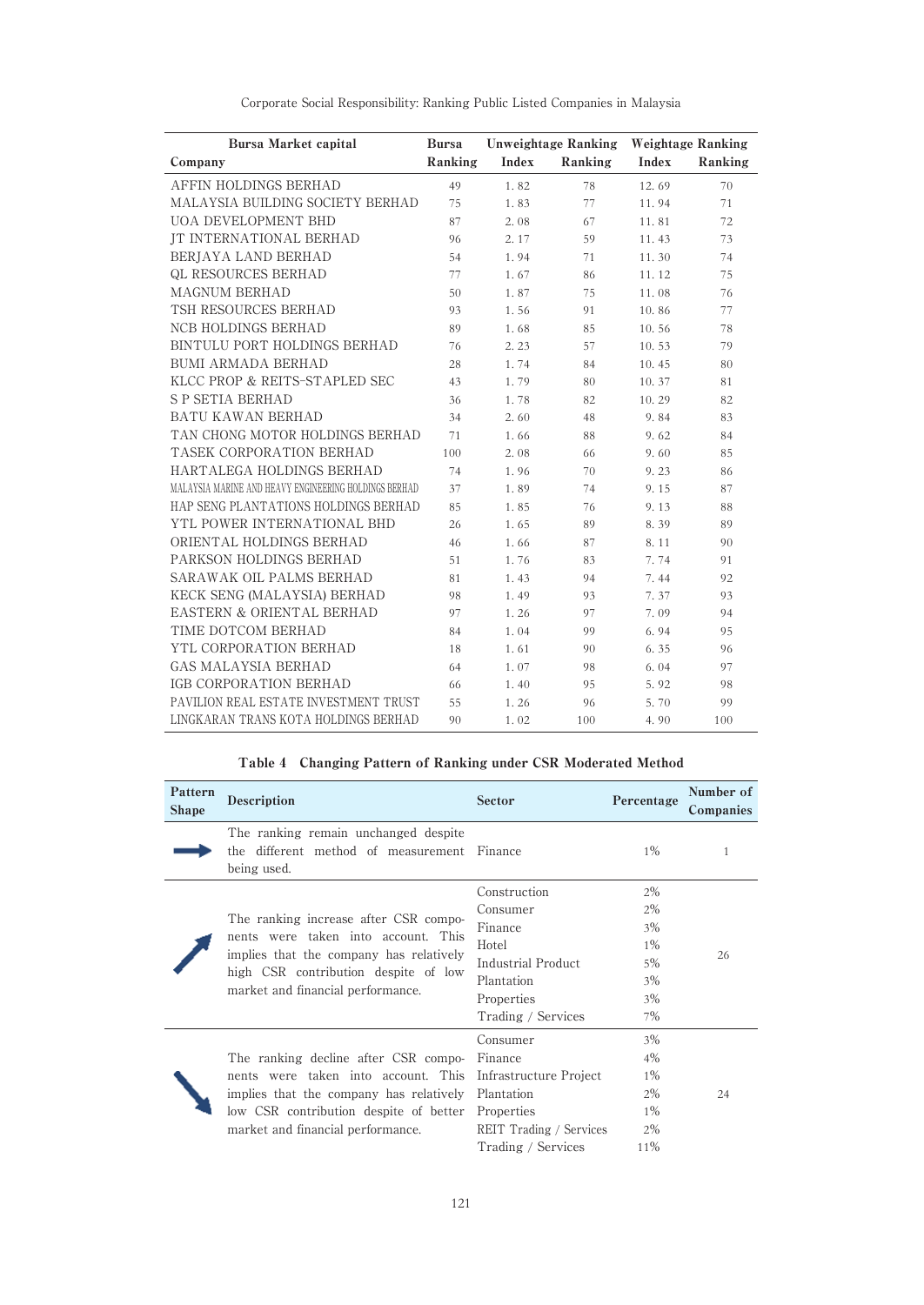| Bursa Market capital | Bursa | Unweightage Ranking | | Weightage Ranking | |
|---|---|---|---|---|---|
| Company | Ranking | Index | Ranking | Index | Ranking |
| AFFIN HOLDINGS BERHAD | 49 | 1.82 | 78 | 12.69 | 70 |
| MALAYSIA BUILDING SOCIETY BERHAD | 75 | 1.83 | 77 | 11.94 | 71 |
| UOA DEVELOPMENT BHD | 87 | 2.08 | 67 | 11.81 | 72 |
| JT INTERNATIONAL BERHAD | 96 | 2.17 | 59 | 11.43 | 73 |
| BERJAYA LAND BERHAD | 54 | 1.94 | 71 | 11.30 | 74 |
| QL RESOURCES BERHAD | 77 | 1.67 | 86 | 11.12 | 75 |
| MAGNUM BERHAD | 50 | 1.87 | 75 | 11.08 | 76 |
| TSH RESOURCES BERHAD | 93 | 1.56 | 91 | 10.86 | 77 |
| NCB HOLDINGS BERHAD | 89 | 1.68 | 85 | 10.56 | 78 |
| BINTULU PORT HOLDINGS BERHAD | 76 | 2.23 | 57 | 10.53 | 79 |
| BUMI ARMADA BERHAD | 28 | 1.74 | 84 | 10.45 | 80 |
| KLCC PROP & REITS-STAPLED SEC | 43 | 1.79 | 80 | 10.37 | 81 |
| S P SETIA BERHAD | 36 | 1.78 | 82 | 10.29 | 82 |
| BATU KAWAN BERHAD | 34 | 2.60 | 48 | 9.84 | 83 |
| TAN CHONG MOTOR HOLDINGS BERHAD | 71 | 1.66 | 88 | 9.62 | 84 |
| TASEK CORPORATION BERHAD | 100 | 2.08 | 66 | 9.60 | 85 |
| HARTALEGA HOLDINGS BERHAD | 74 | 1.96 | 70 | 9.23 | 86 |
| MALAYSIA MARINE AND HEAVY ENGINEERING HOLDINGS BERHAD | 37 | 1.89 | 74 | 9.15 | 87 |
| HAP SENG PLANTATIONS HOLDINGS BERHAD | 85 | 1.85 | 76 | 9.13 | 88 |
| YTL POWER INTERNATIONAL BHD | 26 | 1.65 | 89 | 8.39 | 89 |
| ORIENTAL HOLDINGS BERHAD | 46 | 1.66 | 87 | 8.11 | 90 |
| PARKSON HOLDINGS BERHAD | 51 | 1.76 | 83 | 7.74 | 91 |
| SARAWAK OIL PALMS BERHAD | 81 | 1.43 | 94 | 7.44 | 92 |
| KECK SENG (MALAYSIA) BERHAD | 98 | 1.49 | 93 | 7.37 | 93 |
| EASTERN & ORIENTAL BERHAD | 97 | 1.26 | 97 | 7.09 | 94 |
| TIME DOTCOM BERHAD | 84 | 1.04 | 99 | 6.94 | 95 |
| YTL CORPORATION BERHAD | 18 | 1.61 | 90 | 6.35 | 96 |
| GAS MALAYSIA BERHAD | 64 | 1.07 | 98 | 6.04 | 97 |
| IGB CORPORATION BERHAD | 66 | 1.40 | 95 | 5.92 | 98 |
| PAVILION REAL ESTATE INVESTMENT TRUST | 55 | 1.26 | 96 | 5.70 | 99 |
| LINGKARAN TRANS KOTA HOLDINGS BERHAD | 90 | 1.02 | 100 | 4.90 | 100 |

**Table 4 Changing Pattern of Ranking under CSR Moderated Method**

| Pattern Shape | Description | Sector | Percentage | Number of Companies |
|---|---|---|---|---|
| → | The ranking remain unchanged despite the different method of measurement being used. | Finance | 1% | 1 |
| ↗ | The ranking increase after CSR components were taken into account. This implies that the company has relatively high CSR contribution despite of low market and financial performance. | Construction<br>Consumer<br>Finance<br>Hotel<br>Industrial Product<br>Plantation<br>Properties<br>Trading / Services | 2%<br>2%<br>3%<br>1%<br>5%<br>3%<br>3%<br>7% | 26 |
| ↘ | The ranking decline after CSR components were taken into account. This implies that the company has relatively low CSR contribution despite of better market and financial performance. | Consumer<br>Finance<br>Infrastructure Project<br>Plantation<br>Properties<br>REIT Trading / Services<br>Trading / Services | 3%<br>4%<br>1%<br>2%<br>1%<br>2%<br>11% | 24 |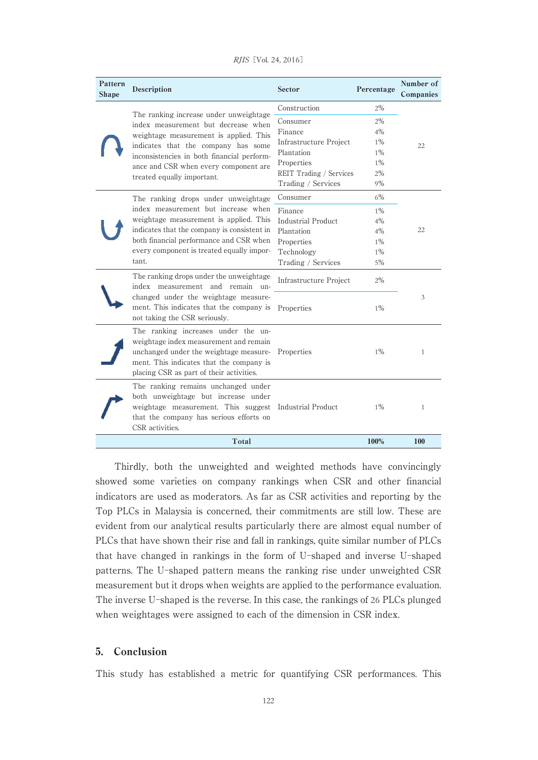| Pattern Shape | Description | Sector | Percentage | Number of Companies |
|---|---|---|---|---|
| | The ranking increase under unweightage index measurement but decrease when weightage measurement is applied. This indicates that the company has some inconsistencies in both financial performance and CSR when every component are treated equally important. | Construction | 2% | 22 |
| | | Consumer | 2% | |
| | | Finance | 4% | |
| | | Infrastructure Project | 1% | |
| | | Plantation | 1% | |
| | | Properties | 1% | |
| | | REIT Trading / Services | 2% | |
| | | Trading / Services | 9% | |
| | The ranking drops under unweightage index measurement but increase when weightage measurement is applied. This indicates that the company is consistent in both financial performance and CSR when every component is treated equally important. | Consumer | 6% | 22 |
| | | Finance | 1% | |
| | | Industrial Product | 4% | |
| | | Plantation | 4% | |
| | | Properties | 1% | |
| | | Technology | 1% | |
| | | Trading / Services | 5% | |
| | The ranking drops under the unweightage index measurement and remain unchanged under the weightage measurement. This indicates that the company is not taking the CSR seriously. | Infrastructure Project | 2% | 3 |
| | | Properties | 1% | |
| | The ranking increases under the unweightage index measurement and remain unchanged under the weightage measurement. This indicates that the company is placing CSR as part of their activities. | Properties | 1% | 1 |
| | The ranking remains unchanged under both unweightage but increase under weightage measurement. This suggest that the company has serious efforts on CSR activities. | Industrial Product | 1% | 1 |
| **Total** | | | **100%** | **100** |

Thirdly, both the unweighted and weighted methods have convincingly showed some varieties on company rankings when CSR and other financial indicators are used as moderators. As far as CSR activities and reporting by the Top PLCs in Malaysia is concerned, their commitments are still low. These are evident from our analytical results particularly there are almost equal number of PLCs that have shown their rise and fall in rankings, quite similar number of PLCs that have changed in rankings in the form of U-shaped and inverse U-shaped patterns. The U-shaped pattern means the ranking rise under unweighted CSR measurement but it drops when weights are applied to the performance evaluation. The inverse U-shaped is the reverse. In this case, the rankings of 26 PLCs plunged when weightages were assigned to each of the dimension in CSR index.

## 5. Conclusion

This study has established a metric for quantifying CSR performances. This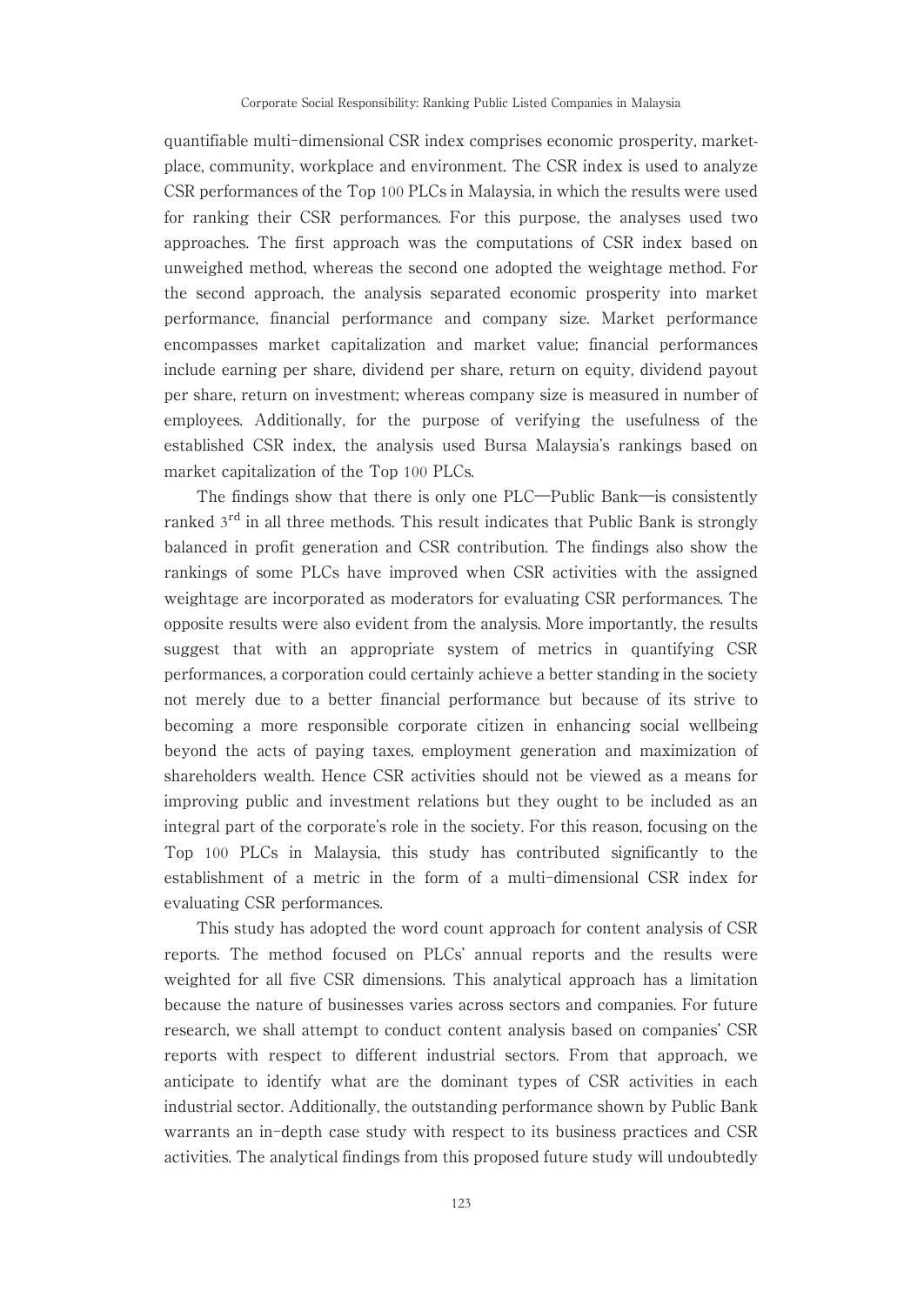quantifiable multi-dimensional CSR index comprises economic prosperity, marketplace, community, workplace and environment. The CSR index is used to analyze CSR performances of the Top 100 PLCs in Malaysia, in which the results were used for ranking their CSR performances. For this purpose, the analyses used two approaches. The first approach was the computations of CSR index based on unweighed method, whereas the second one adopted the weightage method. For the second approach, the analysis separated economic prosperity into market performance, financial performance and company size. Market performance encompasses market capitalization and market value; financial performances include earning per share, dividend per share, return on equity, dividend payout per share, return on investment; whereas company size is measured in number of employees. Additionally, for the purpose of verifying the usefulness of the established CSR index, the analysis used Bursa Malaysia's rankings based on market capitalization of the Top 100 PLCs.

The findings show that there is only one PLC—Public Bank—is consistently ranked 3rd in all three methods. This result indicates that Public Bank is strongly balanced in profit generation and CSR contribution. The findings also show the rankings of some PLCs have improved when CSR activities with the assigned weightage are incorporated as moderators for evaluating CSR performances. The opposite results were also evident from the analysis. More importantly, the results suggest that with an appropriate system of metrics in quantifying CSR performances, a corporation could certainly achieve a better standing in the society not merely due to a better financial performance but because of its strive to becoming a more responsible corporate citizen in enhancing social wellbeing beyond the acts of paying taxes, employment generation and maximization of shareholders wealth. Hence CSR activities should not be viewed as a means for improving public and investment relations but they ought to be included as an integral part of the corporate's role in the society. For this reason, focusing on the Top 100 PLCs in Malaysia, this study has contributed significantly to the establishment of a metric in the form of a multi-dimensional CSR index for evaluating CSR performances.

This study has adopted the word count approach for content analysis of CSR reports. The method focused on PLCs' annual reports and the results were weighted for all five CSR dimensions. This analytical approach has a limitation because the nature of businesses varies across sectors and companies. For future research, we shall attempt to conduct content analysis based on companies' CSR reports with respect to different industrial sectors. From that approach, we anticipate to identify what are the dominant types of CSR activities in each industrial sector. Additionally, the outstanding performance shown by Public Bank warrants an in-depth case study with respect to its business practices and CSR activities. The analytical findings from this proposed future study will undoubtedly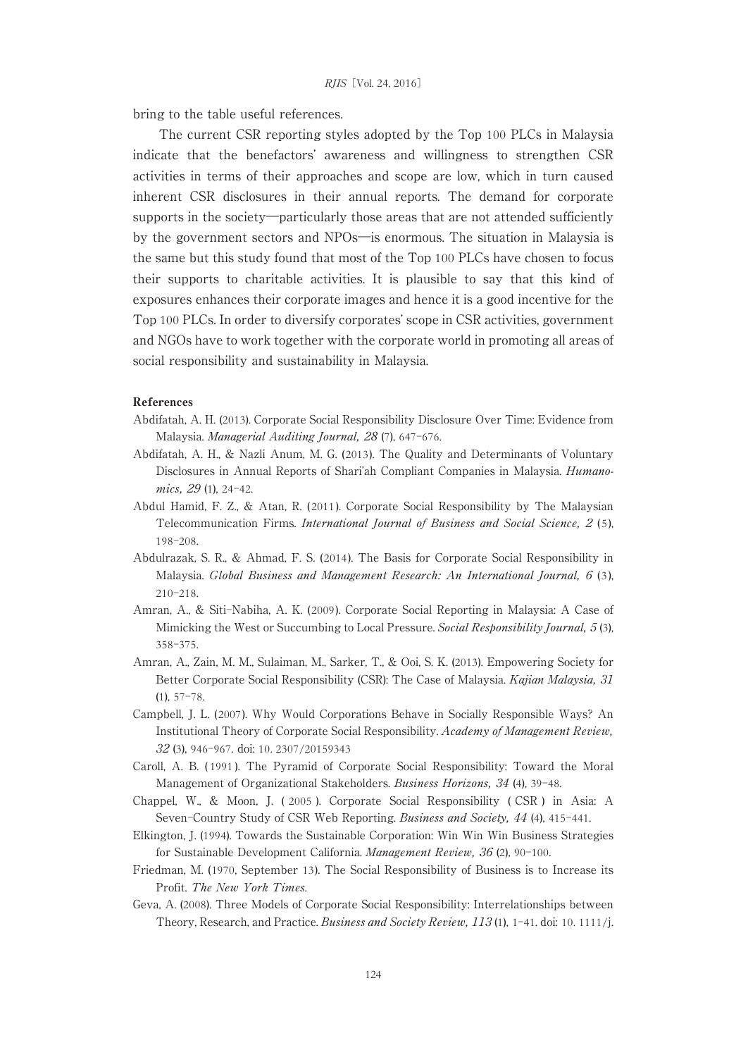bring to the table useful references.

The current CSR reporting styles adopted by the Top 100 PLCs in Malaysia indicate that the benefactors' awareness and willingness to strengthen CSR activities in terms of their approaches and scope are low, which in turn caused inherent CSR disclosures in their annual reports. The demand for corporate supports in the society—particularly those areas that are not attended sufficiently by the government sectors and NPOs—is enormous. The situation in Malaysia is the same but this study found that most of the Top 100 PLCs have chosen to focus their supports to charitable activities. It is plausible to say that this kind of exposures enhances their corporate images and hence it is a good incentive for the Top 100 PLCs. In order to diversify corporates' scope in CSR activities, government and NGOs have to work together with the corporate world in promoting all areas of social responsibility and sustainability in Malaysia.

## References

Abdifatah, A. H. (2013). Corporate Social Responsibility Disclosure Over Time: Evidence from Malaysia. *Managerial Auditing Journal, 28* (7), 647–676.

Abdifatah, A. H., & Nazli Anum, M. G. (2013). The Quality and Determinants of Voluntary Disclosures in Annual Reports of Shari'ah Compliant Companies in Malaysia. *Humanomics, 29* (1), 24–42.

Abdul Hamid, F. Z., & Atan, R. (2011). Corporate Social Responsibility by The Malaysian Telecommunication Firms. *International Journal of Business and Social Science, 2* (5), 198–208.

Abdulrazak, S. R., & Ahmad, F. S. (2014). The Basis for Corporate Social Responsibility in Malaysia. *Global Business and Management Research: An International Journal, 6* (3), 210–218.

Amran, A., & Siti-Nabiha, A. K. (2009). Corporate Social Reporting in Malaysia: A Case of Mimicking the West or Succumbing to Local Pressure. *Social Responsibility Journal, 5* (3), 358–375.

Amran, A., Zain, M. M., Sulaiman, M., Sarker, T., & Ooi, S. K. (2013). Empowering Society for Better Corporate Social Responsibility (CSR): The Case of Malaysia. *Kajian Malaysia, 31* (1), 57–78.

Campbell, J. L. (2007). Why Would Corporations Behave in Socially Responsible Ways? An Institutional Theory of Corporate Social Responsibility. *Academy of Management Review, 32* (3), 946–967. doi: 10. 2307/20159343

Caroll, A. B. (1991). The Pyramid of Corporate Social Responsibility: Toward the Moral Management of Organizational Stakeholders. *Business Horizons, 34* (4), 39–48.

Chappel, W., & Moon, J. (2005). Corporate Social Responsibility (CSR) in Asia: A Seven-Country Study of CSR Web Reporting. *Business and Society, 44* (4), 415–441.

Elkington, J. (1994). Towards the Sustainable Corporation: Win Win Win Business Strategies for Sustainable Development California. *Management Review, 36* (2), 90–100.

Friedman, M. (1970, September 13). The Social Responsibility of Business is to Increase its Profit. *The New York Times.*

Geva, A. (2008). Three Models of Corporate Social Responsibility: Interrelationships between Theory, Research, and Practice. *Business and Society Review, 113* (1), 1–41. doi: 10. 1111/j.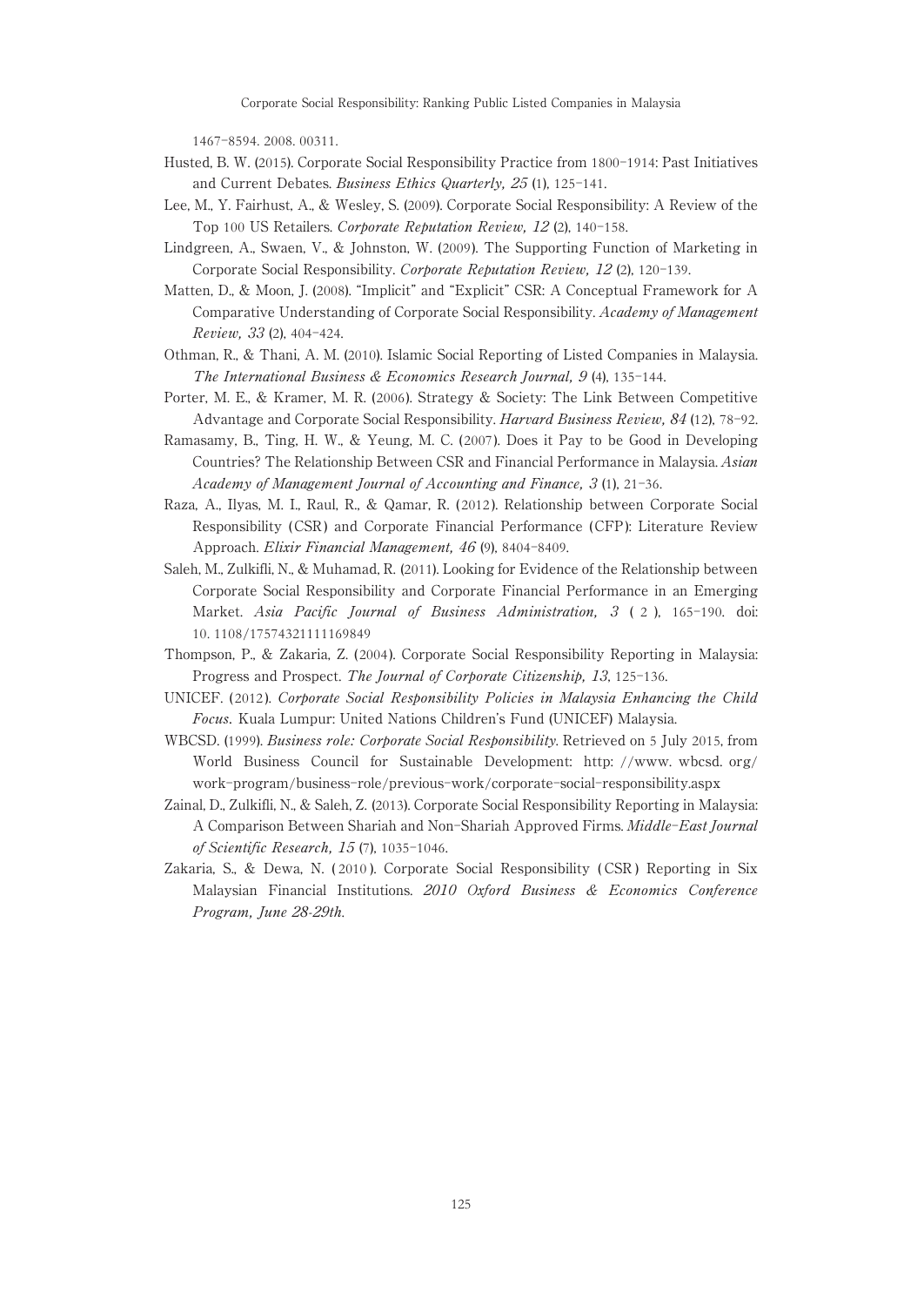1467-8594. 2008. 00311.

Husted, B. W. (2015). Corporate Social Responsibility Practice from 1800-1914: Past Initiatives and Current Debates. *Business Ethics Quarterly, 25* (1), 125-141.

Lee, M., Y. Fairhust, A., & Wesley, S. (2009). Corporate Social Responsibility: A Review of the Top 100 US Retailers. *Corporate Reputation Review, 12* (2), 140-158.

Lindgreen, A., Swaen, V., & Johnston, W. (2009). The Supporting Function of Marketing in Corporate Social Responsibility. *Corporate Reputation Review, 12* (2), 120-139.

Matten, D., & Moon, J. (2008). "Implicit" and "Explicit" CSR: A Conceptual Framework for A Comparative Understanding of Corporate Social Responsibility. *Academy of Management Review, 33* (2), 404-424.

Othman, R., & Thani, A. M. (2010). Islamic Social Reporting of Listed Companies in Malaysia. *The International Business & Economics Research Journal, 9* (4), 135-144.

Porter, M. E., & Kramer, M. R. (2006). Strategy & Society: The Link Between Competitive Advantage and Corporate Social Responsibility. *Harvard Business Review, 84* (12), 78-92.

Ramasamy, B., Ting, H. W., & Yeung, M. C. (2007). Does it Pay to be Good in Developing Countries? The Relationship Between CSR and Financial Performance in Malaysia. *Asian Academy of Management Journal of Accounting and Finance, 3* (1), 21-36.

Raza, A., Ilyas, M. I., Raul, R., & Qamar, R. (2012). Relationship between Corporate Social Responsibility (CSR) and Corporate Financial Performance (CFP): Literature Review Approach. *Elixir Financial Management, 46* (9), 8404-8409.

Saleh, M., Zulkifli, N., & Muhamad, R. (2011). Looking for Evidence of the Relationship between Corporate Social Responsibility and Corporate Financial Performance in an Emerging Market. *Asia Pacific Journal of Business Administration, 3* (2), 165-190. doi: 10. 1108/17574321111169849

Thompson, P., & Zakaria, Z. (2004). Corporate Social Responsibility Reporting in Malaysia: Progress and Prospect. *The Journal of Corporate Citizenship, 13*, 125-136.

UNICEF. (2012). *Corporate Social Responsibility Policies in Malaysia Enhancing the Child Focus*. Kuala Lumpur: United Nations Children's Fund (UNICEF) Malaysia.

WBCSD. (1999). *Business role: Corporate Social Responsibility*. Retrieved on 5 July 2015, from World Business Council for Sustainable Development: http: //www. wbcsd. org/ work-program/business-role/previous-work/corporate-social-responsibility.aspx

Zainal, D., Zulkifli, N., & Saleh, Z. (2013). Corporate Social Responsibility Reporting in Malaysia: A Comparison Between Shariah and Non-Shariah Approved Firms. *Middle-East Journal of Scientific Research, 15* (7), 1035-1046.

Zakaria, S., & Dewa, N. (2010). Corporate Social Responsibility (CSR) Reporting in Six Malaysian Financial Institutions. *2010 Oxford Business & Economics Conference Program, June 28-29th.*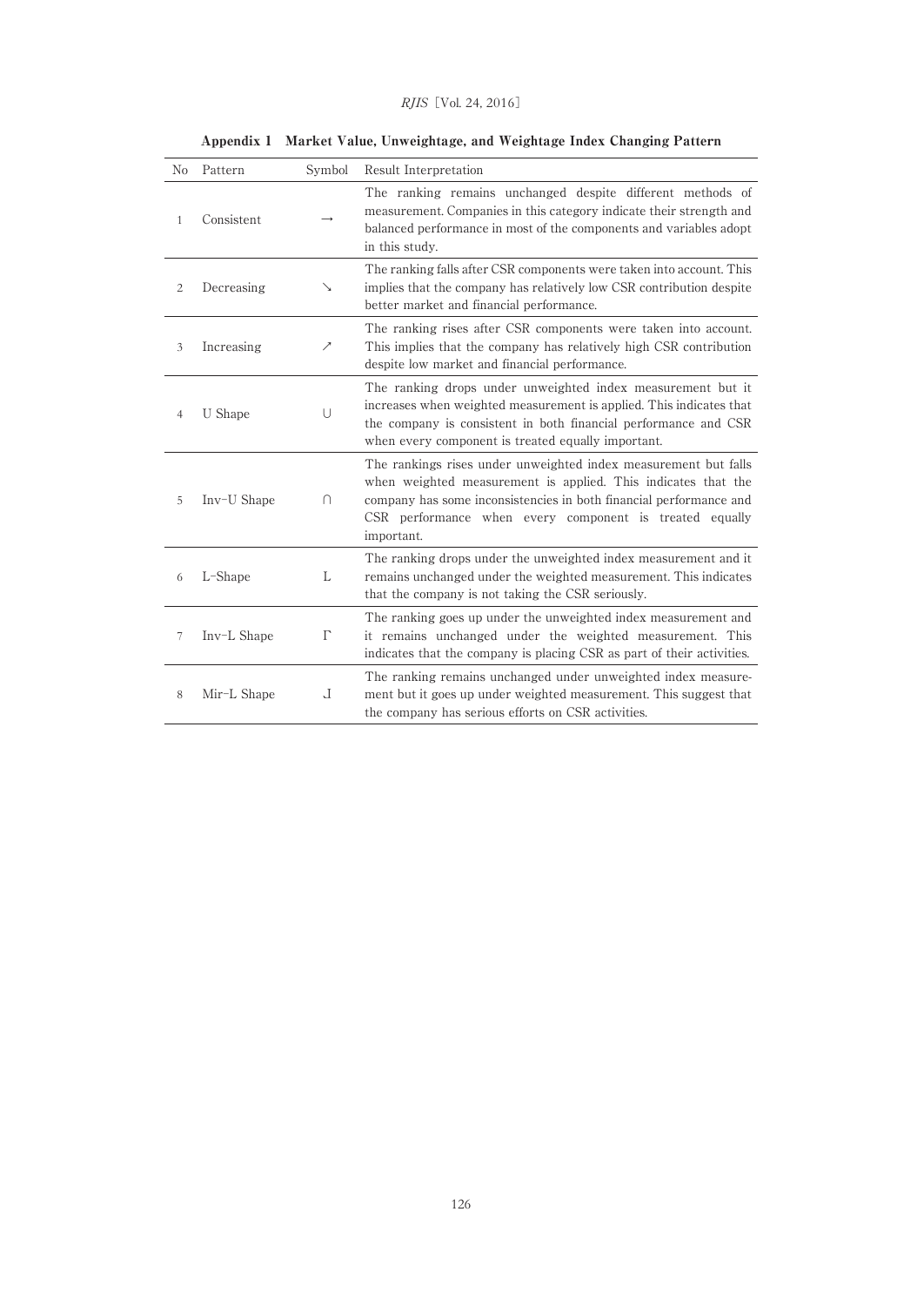**Appendix 1 Market Value, Unweightage, and Weightage Index Changing Pattern**

| No | Pattern | Symbol | Result Interpretation |
|---|---|---|---|
| 1 | Consistent | → | The ranking remains unchanged despite different methods of measurement. Companies in this category indicate their strength and balanced performance in most of the components and variables adopt in this study. |
| 2 | Decreasing | ↘ | The ranking falls after CSR components were taken into account. This implies that the company has relatively low CSR contribution despite better market and financial performance. |
| 3 | Increasing | ↗ | The ranking rises after CSR components were taken into account. This implies that the company has relatively high CSR contribution despite low market and financial performance. |
| 4 | U Shape | ∪ | The ranking drops under unweighted index measurement but it increases when weighted measurement is applied. This indicates that the company is consistent in both financial performance and CSR when every component is treated equally important. |
| 5 | Inv-U Shape | ∩ | The rankings rises under unweighted index measurement but falls when weighted measurement is applied. This indicates that the company has some inconsistencies in both financial performance and CSR performance when every component is treated equally important. |
| 6 | L-Shape | L | The ranking drops under the unweighted index measurement and it remains unchanged under the weighted measurement. This indicates that the company is not taking the CSR seriously. |
| 7 | Inv-L Shape | Γ | The ranking goes up under the unweighted index measurement and it remains unchanged under the weighted measurement. This indicates that the company is placing CSR as part of their activities. |
| 8 | Mir-L Shape | ⅃ | The ranking remains unchanged under unweighted index measurement but it goes up under weighted measurement. This suggest that the company has serious efforts on CSR activities. |